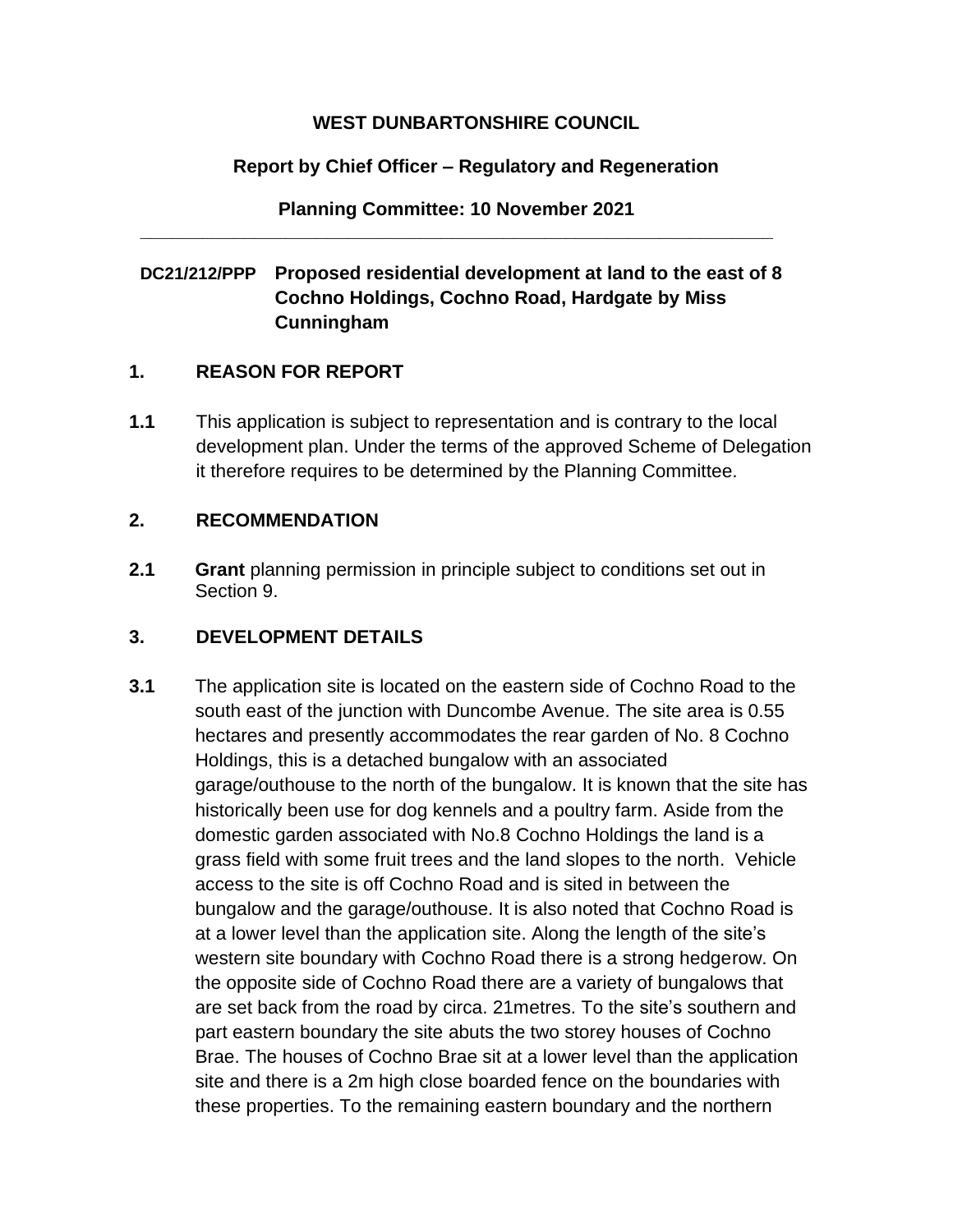**WEST DUNBARTONSHIRE COUNCIL**

**Report by Chief Officer – Regulatory and Regeneration**

**Planning Committee: 10 November 2021**

---

**DC21/212/PPP Proposed residential development at land to the east of 8 Cochno Holdings, Cochno Road, Hardgate by Miss Cunningham**

## 1. REASON FOR REPORT

**1.1** This application is subject to representation and is contrary to the local development plan. Under the terms of the approved Scheme of Delegation it therefore requires to be determined by the Planning Committee.

## 2. RECOMMENDATION

**2.1** **Grant** planning permission in principle subject to conditions set out in Section 9.

## 3. DEVELOPMENT DETAILS

**3.1** The application site is located on the eastern side of Cochno Road to the south east of the junction with Duncombe Avenue. The site area is 0.55 hectares and presently accommodates the rear garden of No. 8 Cochno Holdings, this is a detached bungalow with an associated garage/outhouse to the north of the bungalow. It is known that the site has historically been use for dog kennels and a poultry farm. Aside from the domestic garden associated with No.8 Cochno Holdings the land is a grass field with some fruit trees and the land slopes to the north. Vehicle access to the site is off Cochno Road and is sited in between the bungalow and the garage/outhouse. It is also noted that Cochno Road is at a lower level than the application site. Along the length of the site's western site boundary with Cochno Road there is a strong hedgerow. On the opposite side of Cochno Road there are a variety of bungalows that are set back from the road by circa. 21metres. To the site's southern and part eastern boundary the site abuts the two storey houses of Cochno Brae. The houses of Cochno Brae sit at a lower level than the application site and there is a 2m high close boarded fence on the boundaries with these properties. To the remaining eastern boundary and the northern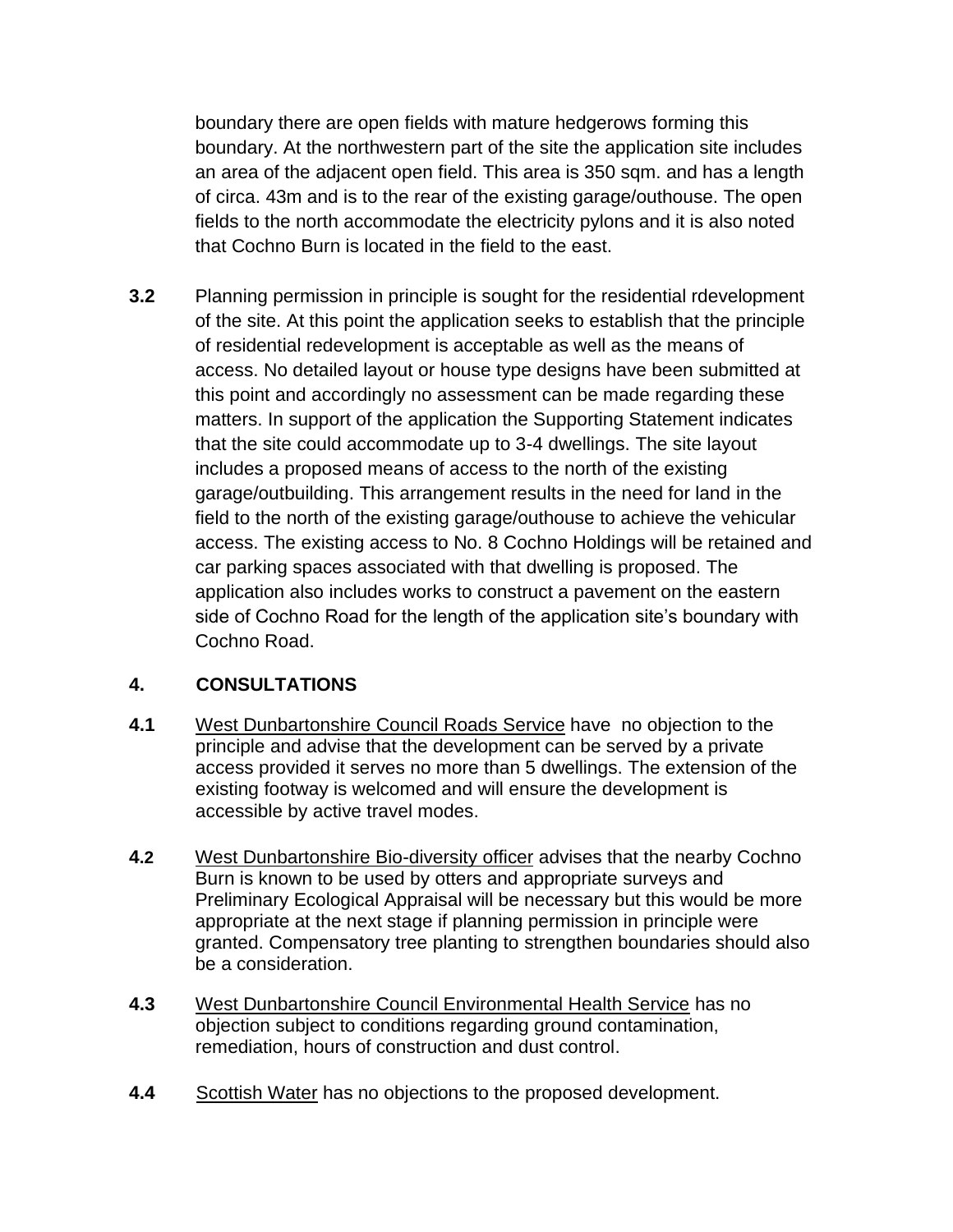boundary there are open fields with mature hedgerows forming this boundary. At the northwestern part of the site the application site includes an area of the adjacent open field. This area is 350 sqm. and has a length of circa. 43m and is to the rear of the existing garage/outhouse. The open fields to the north accommodate the electricity pylons and it is also noted that Cochno Burn is located in the field to the east.

**3.2** Planning permission in principle is sought for the residential rdevelopment of the site. At this point the application seeks to establish that the principle of residential redevelopment is acceptable as well as the means of access. No detailed layout or house type designs have been submitted at this point and accordingly no assessment can be made regarding these matters. In support of the application the Supporting Statement indicates that the site could accommodate up to 3-4 dwellings. The site layout includes a proposed means of access to the north of the existing garage/outbuilding. This arrangement results in the need for land in the field to the north of the existing garage/outhouse to achieve the vehicular access. The existing access to No. 8 Cochno Holdings will be retained and car parking spaces associated with that dwelling is proposed. The application also includes works to construct a pavement on the eastern side of Cochno Road for the length of the application site's boundary with Cochno Road.

## 4. CONSULTATIONS

**4.1** West Dunbartonshire Council Roads Service have no objection to the principle and advise that the development can be served by a private access provided it serves no more than 5 dwellings. The extension of the existing footway is welcomed and will ensure the development is accessible by active travel modes.

**4.2** West Dunbartonshire Bio-diversity officer advises that the nearby Cochno Burn is known to be used by otters and appropriate surveys and Preliminary Ecological Appraisal will be necessary but this would be more appropriate at the next stage if planning permission in principle were granted. Compensatory tree planting to strengthen boundaries should also be a consideration.

**4.3** West Dunbartonshire Council Environmental Health Service has no objection subject to conditions regarding ground contamination, remediation, hours of construction and dust control.

**4.4** Scottish Water has no objections to the proposed development.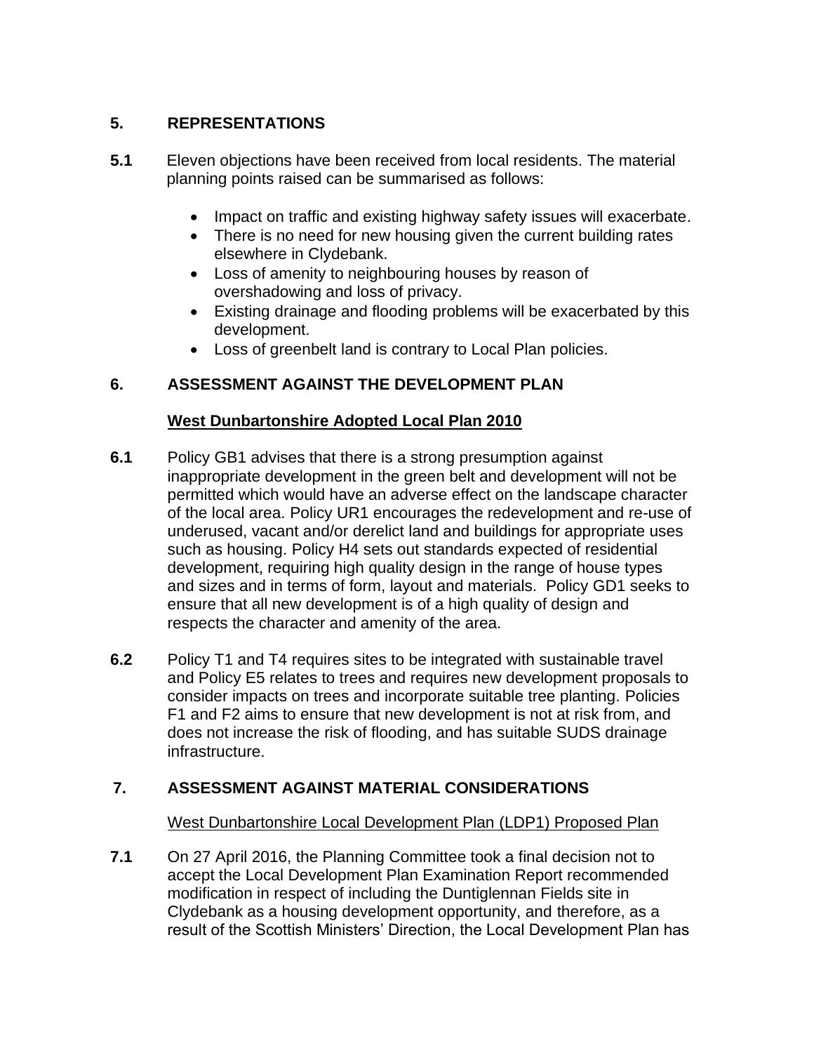## 5. REPRESENTATIONS

**5.1** Eleven objections have been received from local residents. The material planning points raised can be summarised as follows:

- Impact on traffic and existing highway safety issues will exacerbate.
- There is no need for new housing given the current building rates elsewhere in Clydebank.
- Loss of amenity to neighbouring houses by reason of overshadowing and loss of privacy.
- Existing drainage and flooding problems will be exacerbated by this development.
- Loss of greenbelt land is contrary to Local Plan policies.

## 6. ASSESSMENT AGAINST THE DEVELOPMENT PLAN

**West Dunbartonshire Adopted Local Plan 2010**

**6.1** Policy GB1 advises that there is a strong presumption against inappropriate development in the green belt and development will not be permitted which would have an adverse effect on the landscape character of the local area. Policy UR1 encourages the redevelopment and re-use of underused, vacant and/or derelict land and buildings for appropriate uses such as housing. Policy H4 sets out standards expected of residential development, requiring high quality design in the range of house types and sizes and in terms of form, layout and materials. Policy GD1 seeks to ensure that all new development is of a high quality of design and respects the character and amenity of the area.

**6.2** Policy T1 and T4 requires sites to be integrated with sustainable travel and Policy E5 relates to trees and requires new development proposals to consider impacts on trees and incorporate suitable tree planting. Policies F1 and F2 aims to ensure that new development is not at risk from, and does not increase the risk of flooding, and has suitable SUDS drainage infrastructure.

## 7. ASSESSMENT AGAINST MATERIAL CONSIDERATIONS

West Dunbartonshire Local Development Plan (LDP1) Proposed Plan

**7.1** On 27 April 2016, the Planning Committee took a final decision not to accept the Local Development Plan Examination Report recommended modification in respect of including the Duntiglennan Fields site in Clydebank as a housing development opportunity, and therefore, as a result of the Scottish Ministers' Direction, the Local Development Plan has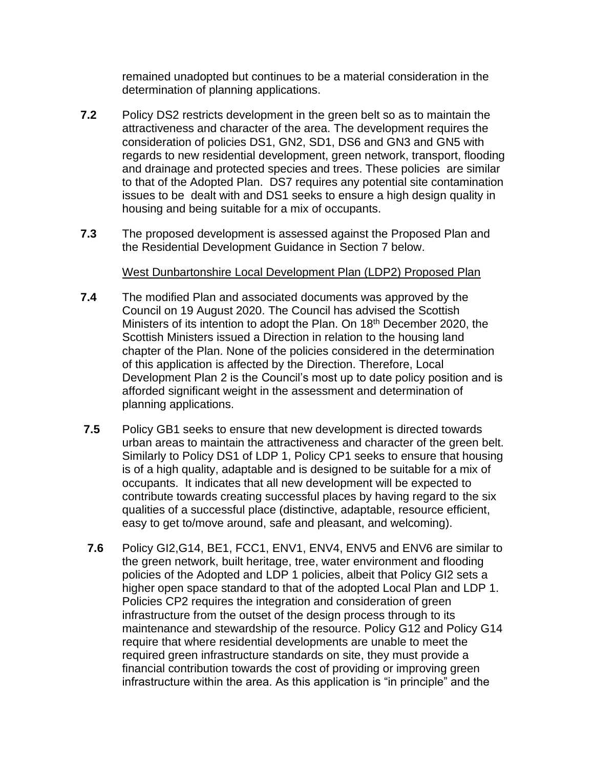remained unadopted but continues to be a material consideration in the determination of planning applications.

**7.2** Policy DS2 restricts development in the green belt so as to maintain the attractiveness and character of the area. The development requires the consideration of policies DS1, GN2, SD1, DS6 and GN3 and GN5 with regards to new residential development, green network, transport, flooding and drainage and protected species and trees. These policies are similar to that of the Adopted Plan. DS7 requires any potential site contamination issues to be dealt with and DS1 seeks to ensure a high design quality in housing and being suitable for a mix of occupants.

**7.3** The proposed development is assessed against the Proposed Plan and the Residential Development Guidance in Section 7 below.

West Dunbartonshire Local Development Plan (LDP2) Proposed Plan

**7.4** The modified Plan and associated documents was approved by the Council on 19 August 2020. The Council has advised the Scottish Ministers of its intention to adopt the Plan. On 18th December 2020, the Scottish Ministers issued a Direction in relation to the housing land chapter of the Plan. None of the policies considered in the determination of this application is affected by the Direction. Therefore, Local Development Plan 2 is the Council's most up to date policy position and is afforded significant weight in the assessment and determination of planning applications.

**7.5** Policy GB1 seeks to ensure that new development is directed towards urban areas to maintain the attractiveness and character of the green belt. Similarly to Policy DS1 of LDP 1, Policy CP1 seeks to ensure that housing is of a high quality, adaptable and is designed to be suitable for a mix of occupants. It indicates that all new development will be expected to contribute towards creating successful places by having regard to the six qualities of a successful place (distinctive, adaptable, resource efficient, easy to get to/move around, safe and pleasant, and welcoming).

**7.6** Policy GI2,G14, BE1, FCC1, ENV1, ENV4, ENV5 and ENV6 are similar to the green network, built heritage, tree, water environment and flooding policies of the Adopted and LDP 1 policies, albeit that Policy GI2 sets a higher open space standard to that of the adopted Local Plan and LDP 1. Policies CP2 requires the integration and consideration of green infrastructure from the outset of the design process through to its maintenance and stewardship of the resource. Policy G12 and Policy G14 require that where residential developments are unable to meet the required green infrastructure standards on site, they must provide a financial contribution towards the cost of providing or improving green infrastructure within the area. As this application is "in principle" and the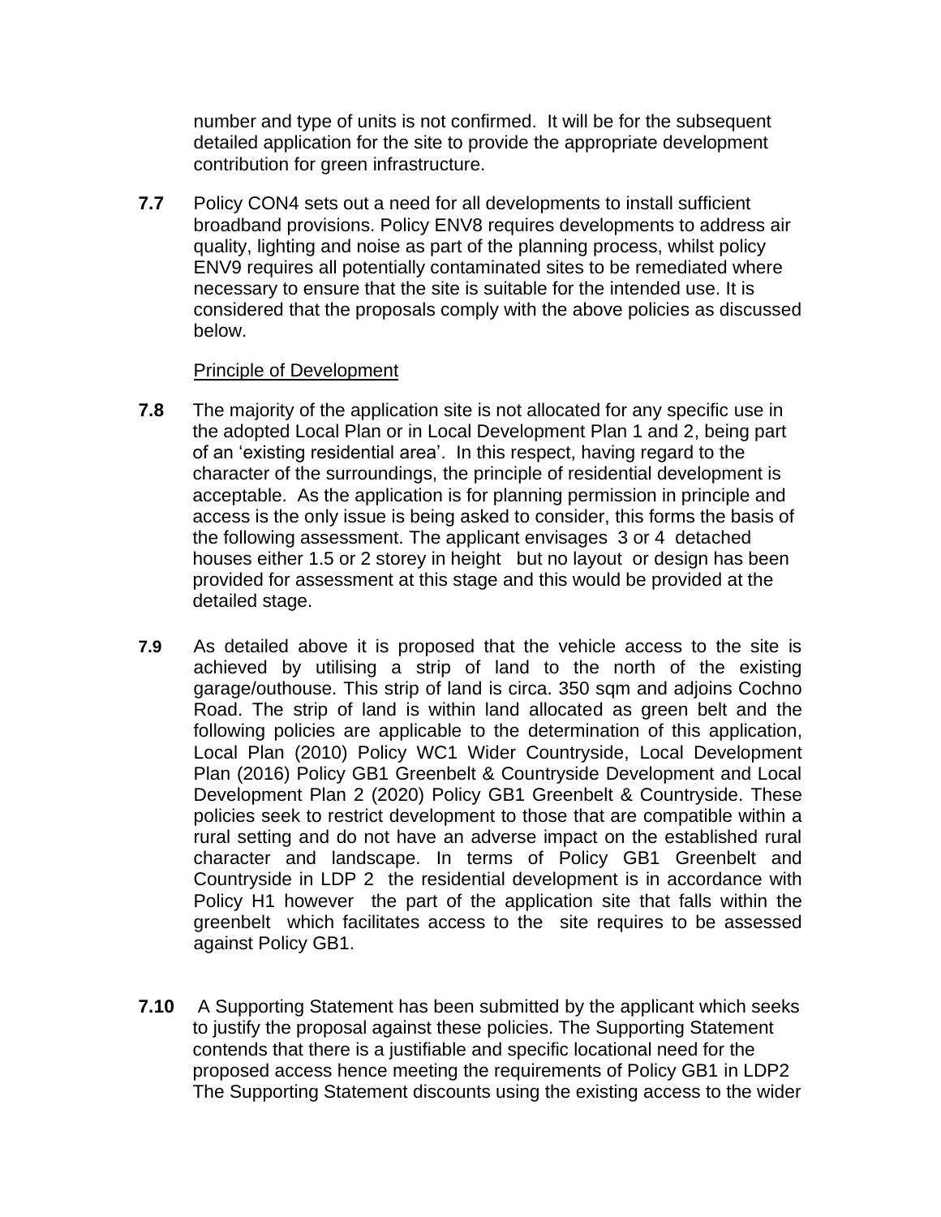number and type of units is not confirmed. It will be for the subsequent detailed application for the site to provide the appropriate development contribution for green infrastructure.

**7.7** Policy CON4 sets out a need for all developments to install sufficient broadband provisions. Policy ENV8 requires developments to address air quality, lighting and noise as part of the planning process, whilst policy ENV9 requires all potentially contaminated sites to be remediated where necessary to ensure that the site is suitable for the intended use. It is considered that the proposals comply with the above policies as discussed below.

Principle of Development

**7.8** The majority of the application site is not allocated for any specific use in the adopted Local Plan or in Local Development Plan 1 and 2, being part of an 'existing residential area'. In this respect, having regard to the character of the surroundings, the principle of residential development is acceptable. As the application is for planning permission in principle and access is the only issue is being asked to consider, this forms the basis of the following assessment. The applicant envisages 3 or 4 detached houses either 1.5 or 2 storey in height but no layout or design has been provided for assessment at this stage and this would be provided at the detailed stage.

**7.9** As detailed above it is proposed that the vehicle access to the site is achieved by utilising a strip of land to the north of the existing garage/outhouse. This strip of land is circa. 350 sqm and adjoins Cochno Road. The strip of land is within land allocated as green belt and the following policies are applicable to the determination of this application, Local Plan (2010) Policy WC1 Wider Countryside, Local Development Plan (2016) Policy GB1 Greenbelt & Countryside Development and Local Development Plan 2 (2020) Policy GB1 Greenbelt & Countryside. These policies seek to restrict development to those that are compatible within a rural setting and do not have an adverse impact on the established rural character and landscape. In terms of Policy GB1 Greenbelt and Countryside in LDP 2 the residential development is in accordance with Policy H1 however the part of the application site that falls within the greenbelt which facilitates access to the site requires to be assessed against Policy GB1.

**7.10** A Supporting Statement has been submitted by the applicant which seeks to justify the proposal against these policies. The Supporting Statement contends that there is a justifiable and specific locational need for the proposed access hence meeting the requirements of Policy GB1 in LDP2 The Supporting Statement discounts using the existing access to the wider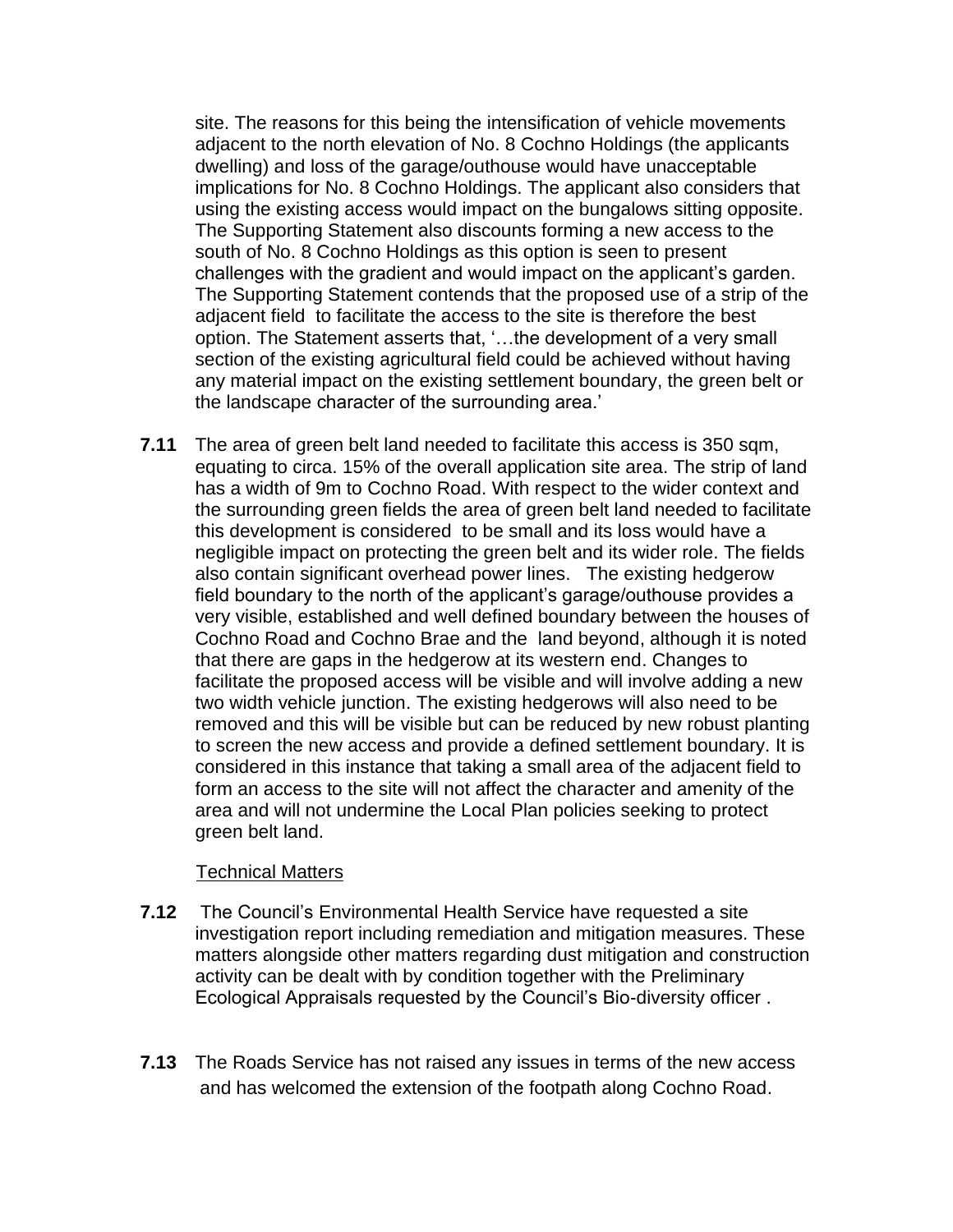site. The reasons for this being the intensification of vehicle movements adjacent to the north elevation of No. 8 Cochno Holdings (the applicants dwelling) and loss of the garage/outhouse would have unacceptable implications for No. 8 Cochno Holdings. The applicant also considers that using the existing access would impact on the bungalows sitting opposite. The Supporting Statement also discounts forming a new access to the south of No. 8 Cochno Holdings as this option is seen to present challenges with the gradient and would impact on the applicant's garden. The Supporting Statement contends that the proposed use of a strip of the adjacent field to facilitate the access to the site is therefore the best option. The Statement asserts that, '…the development of a very small section of the existing agricultural field could be achieved without having any material impact on the existing settlement boundary, the green belt or the landscape character of the surrounding area.'

**7.11** The area of green belt land needed to facilitate this access is 350 sqm, equating to circa. 15% of the overall application site area. The strip of land has a width of 9m to Cochno Road. With respect to the wider context and the surrounding green fields the area of green belt land needed to facilitate this development is considered to be small and its loss would have a negligible impact on protecting the green belt and its wider role. The fields also contain significant overhead power lines. The existing hedgerow field boundary to the north of the applicant's garage/outhouse provides a very visible, established and well defined boundary between the houses of Cochno Road and Cochno Brae and the land beyond, although it is noted that there are gaps in the hedgerow at its western end. Changes to facilitate the proposed access will be visible and will involve adding a new two width vehicle junction. The existing hedgerows will also need to be removed and this will be visible but can be reduced by new robust planting to screen the new access and provide a defined settlement boundary. It is considered in this instance that taking a small area of the adjacent field to form an access to the site will not affect the character and amenity of the area and will not undermine the Local Plan policies seeking to protect green belt land.

Technical Matters

**7.12** The Council's Environmental Health Service have requested a site investigation report including remediation and mitigation measures. These matters alongside other matters regarding dust mitigation and construction activity can be dealt with by condition together with the Preliminary Ecological Appraisals requested by the Council's Bio-diversity officer .

**7.13** The Roads Service has not raised any issues in terms of the new access and has welcomed the extension of the footpath along Cochno Road.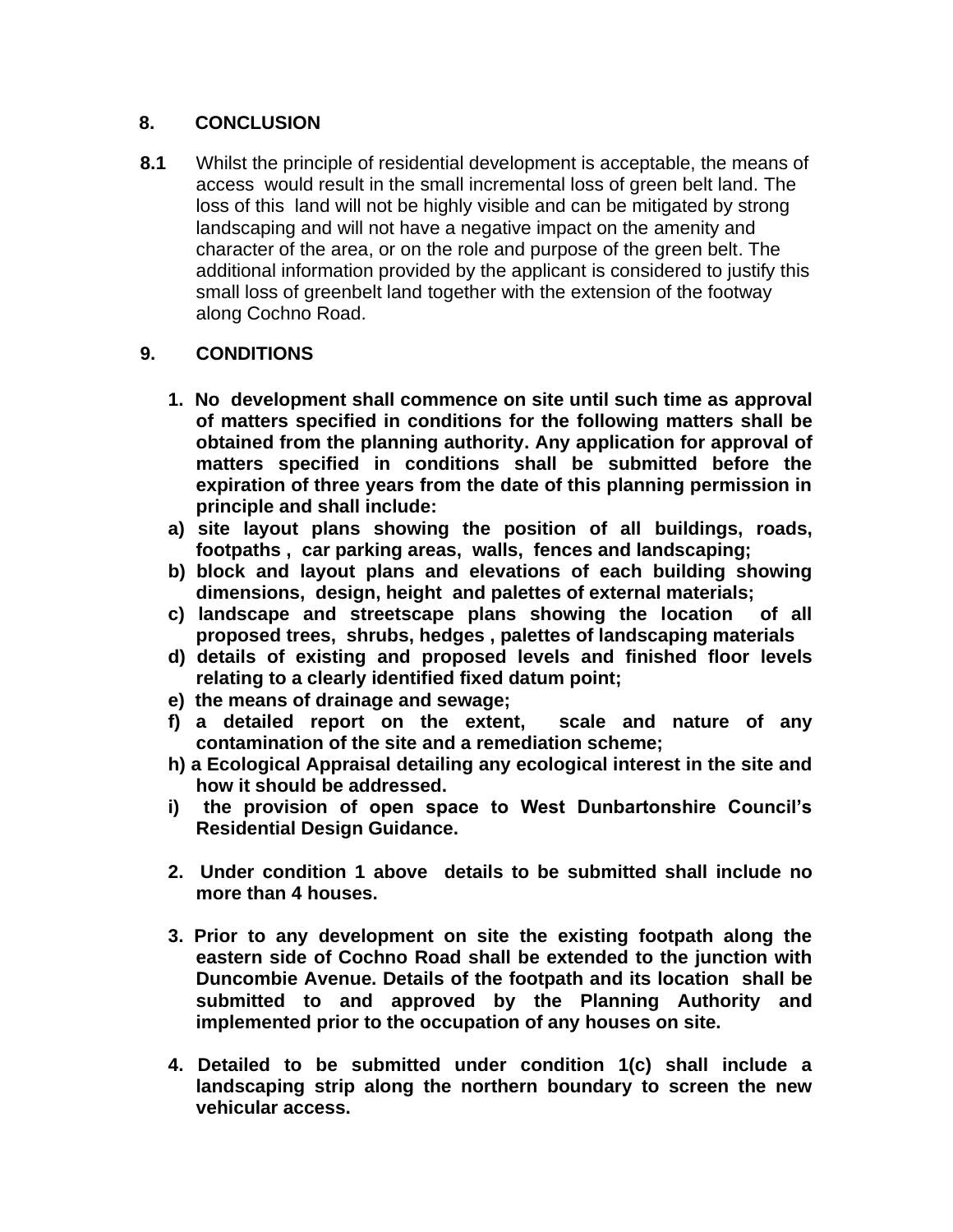## 8. CONCLUSION

**8.1** Whilst the principle of residential development is acceptable, the means of access would result in the small incremental loss of green belt land. The loss of this land will not be highly visible and can be mitigated by strong landscaping and will not have a negative impact on the amenity and character of the area, or on the role and purpose of the green belt. The additional information provided by the applicant is considered to justify this small loss of greenbelt land together with the extension of the footway along Cochno Road.

## 9. CONDITIONS

**1. No development shall commence on site until such time as approval of matters specified in conditions for the following matters shall be obtained from the planning authority. Any application for approval of matters specified in conditions shall be submitted before the expiration of three years from the date of this planning permission in principle and shall include:**

**a) site layout plans showing the position of all buildings, roads, footpaths , car parking areas, walls, fences and landscaping;**

**b) block and layout plans and elevations of each building showing dimensions, design, height and palettes of external materials;**

**c) landscape and streetscape plans showing the location of all proposed trees, shrubs, hedges , palettes of landscaping materials**

**d) details of existing and proposed levels and finished floor levels relating to a clearly identified fixed datum point;**

**e) the means of drainage and sewage;**

**f) a detailed report on the extent, scale and nature of any contamination of the site and a remediation scheme;**

**h) a Ecological Appraisal detailing any ecological interest in the site and how it should be addressed.**

**i) the provision of open space to West Dunbartonshire Council's Residential Design Guidance.**

**2. Under condition 1 above details to be submitted shall include no more than 4 houses.**

**3. Prior to any development on site the existing footpath along the eastern side of Cochno Road shall be extended to the junction with Duncombie Avenue. Details of the footpath and its location shall be submitted to and approved by the Planning Authority and implemented prior to the occupation of any houses on site.**

**4. Detailed to be submitted under condition 1(c) shall include a landscaping strip along the northern boundary to screen the new vehicular access.**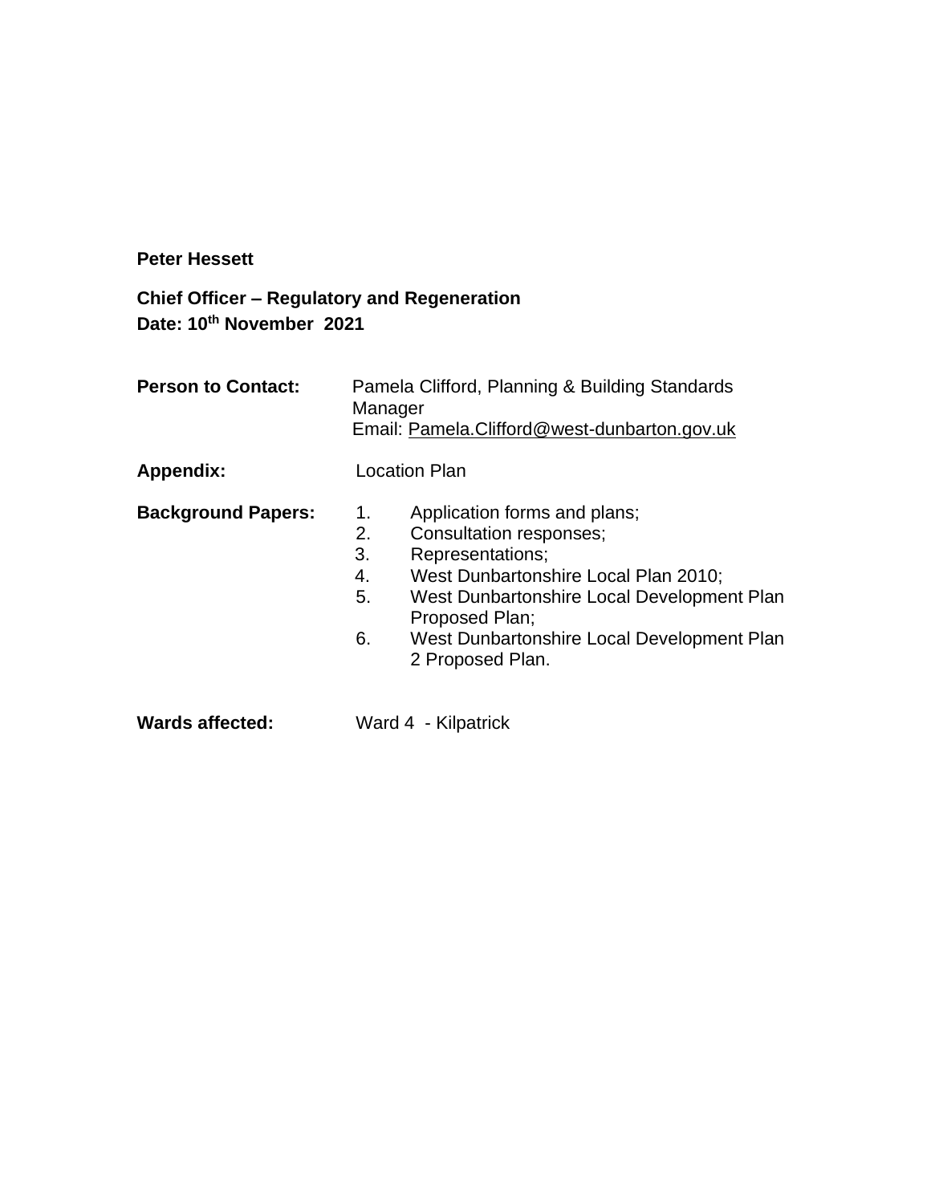**Peter Hessett**

**Chief Officer – Regulatory and Regeneration**
**Date: 10th November 2021**

**Person to Contact:** Pamela Clifford, Planning & Building Standards Manager
Email: Pamela.Clifford@west-dunbarton.gov.uk

**Appendix:** Location Plan

**Background Papers:**

1. Application forms and plans;
2. Consultation responses;
3. Representations;
4. West Dunbartonshire Local Plan 2010;
5. West Dunbartonshire Local Development Plan Proposed Plan;
6. West Dunbartonshire Local Development Plan 2 Proposed Plan.

**Wards affected:** Ward 4 - Kilpatrick